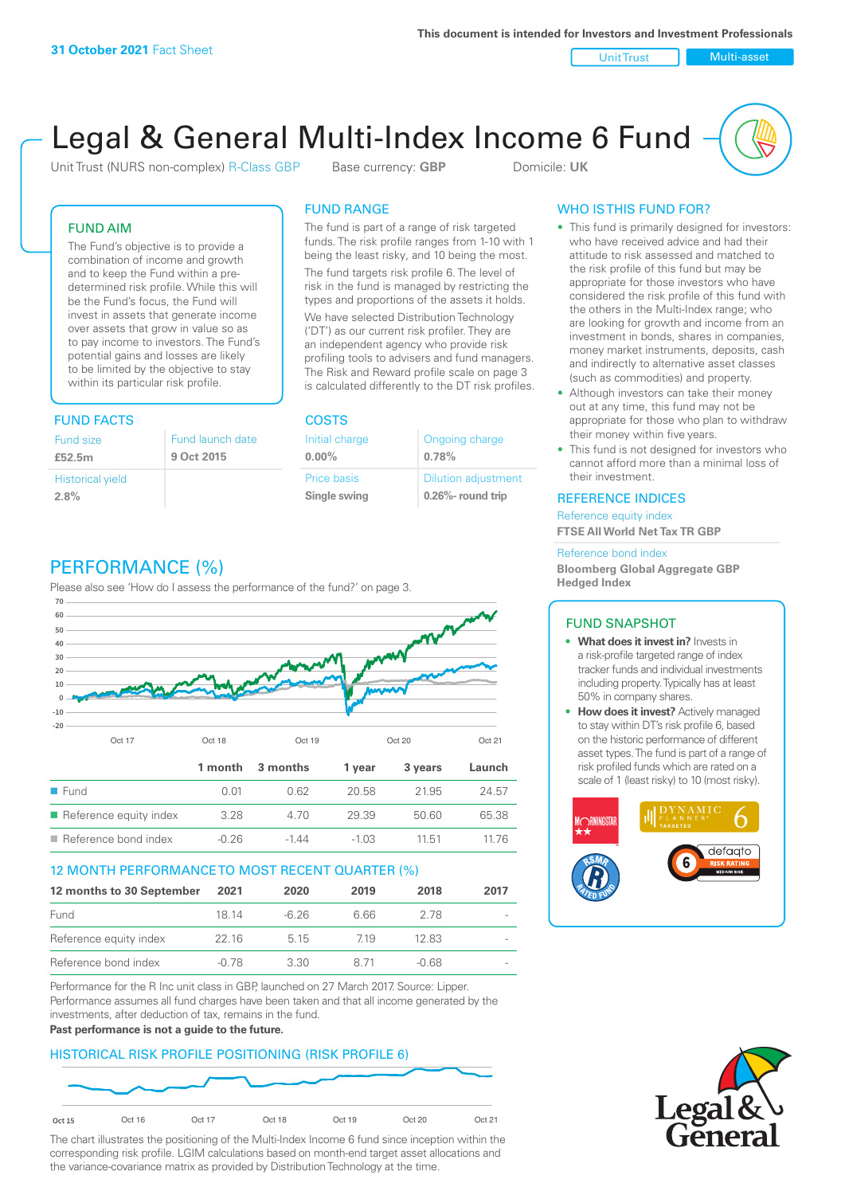31 October 2021 Fact Sheet

This document is intended for Investors and Investment Professionals

Unit Trust | Multi-asset

# Legal & General Multi-Index Income 6 Fund

Unit Trust (NURS non-complex) R-Class GBP    Base currency: **GBP**    Domicile: **UK**

## FUND AIM

The Fund's objective is to provide a combination of income and growth and to keep the Fund within a pre-determined risk profile. While this will be the Fund's focus, the Fund will invest in assets that generate income over assets that grow in value so as to pay income to investors. The Fund's potential gains and losses are likely to be limited by the objective to stay within its particular risk profile.

## FUND RANGE

The fund is part of a range of risk targeted funds. The risk profile ranges from 1-10 with 1 being the least risky, and 10 being the most.

The fund targets risk profile 6. The level of risk in the fund is managed by restricting the types and proportions of the assets it holds.

We have selected Distribution Technology ('DT') as our current risk profiler. They are an independent agency who provide risk profiling tools to advisers and fund managers. The Risk and Reward profile scale on page 3 is calculated differently to the DT risk profiles.

## WHO IS THIS FUND FOR?

- This fund is primarily designed for investors: who have received advice and had their attitude to risk assessed and matched to the risk profile of this fund but may be appropriate for those investors who have considered the risk profile of this fund with the others in the Multi-Index range; who are looking for growth and income from an investment in bonds, shares in companies, money market instruments, deposits, cash and indirectly to alternative asset classes (such as commodities) and property.
- Although investors can take their money out at any time, this fund may not be appropriate for those who plan to withdraw their money within five years.
- This fund is not designed for investors who cannot afford more than a minimal loss of their investment.

## FUND FACTS

| Fund size | Fund launch date |
|---|---|
| **£52.5m** | **9 Oct 2015** |
| Historical yield | |
| **2.8%** | |

## COSTS

| Initial charge | Ongoing charge |
|---|---|
| **0.00%** | **0.78%** |
| Price basis | Dilution adjustment |
| **Single swing** | **0.26%- round trip** |

## REFERENCE INDICES

Reference equity index
**FTSE All World Net Tax TR GBP**

Reference bond index
**Bloomberg Global Aggregate GBP Hedged Index**

## PERFORMANCE (%)

Please also see 'How do I assess the performance of the fund?' on page 3.

| | 1 month | 3 months | 1 year | 3 years | Launch |
|---|---|---|---|---|---|
| Fund | 0.01 | 0.62 | 20.58 | 21.95 | 24.57 |
| Reference equity index | 3.28 | 4.70 | 29.39 | 50.60 | 65.38 |
| Reference bond index | -0.26 | -1.44 | -1.03 | 11.51 | 11.76 |

## 12 MONTH PERFORMANCE TO MOST RECENT QUARTER (%)

| 12 months to 30 September | 2021 | 2020 | 2019 | 2018 | 2017 |
|---|---|---|---|---|---|
| Fund | 18.14 | -6.26 | 6.66 | 2.78 | - |
| Reference equity index | 22.16 | 5.15 | 7.19 | 12.83 | - |
| Reference bond index | -0.78 | 3.30 | 8.71 | -0.68 | - |

Performance for the R Inc unit class in GBP, launched on 27 March 2017. Source: Lipper. Performance assumes all fund charges have been taken and that all income generated by the investments, after deduction of tax, remains in the fund.

**Past performance is not a guide to the future.**

## HISTORICAL RISK PROFILE POSITIONING (RISK PROFILE 6)

The chart illustrates the positioning of the Multi-Index Income 6 fund since inception within the corresponding risk profile. LGIM calculations based on month-end target asset allocations and the variance-covariance matrix as provided by Distribution Technology at the time.

## FUND SNAPSHOT

- **What does it invest in?** Invests in a risk-profile targeted range of index tracker funds and individual investments including property. Typically has at least 50% in company shares.
- **How does it invest?** Actively managed to stay within DT's risk profile 6, based on the historic performance of different asset types. The fund is part of a range of risk profiled funds which are rated on a scale of 1 (least risky) to 10 (most risky).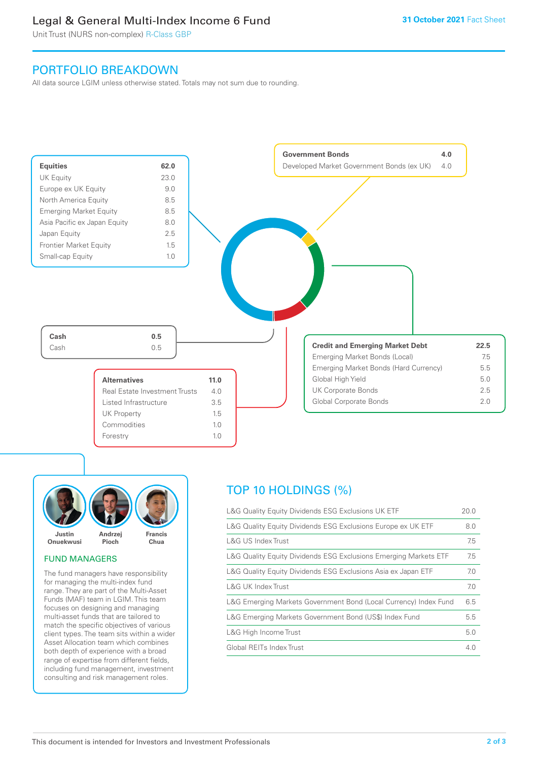## PORTFOLIO BREAKDOWN

All data source LGIM unless otherwise stated. Totals may not sum due to rounding.

| **Equities** | **62.0** |
|---|---|
| UK Equity | 23.0 |
| Europe ex UK Equity | 9.0 |
| North America Equity | 8.5 |
| Emerging Market Equity | 8.5 |
| Asia Pacific ex Japan Equity | 8.0 |
| Japan Equity | 2.5 |
| Frontier Market Equity | 1.5 |
| Small-cap Equity | 1.0 |

| **Government Bonds** | **4.0** |
|---|---|
| Developed Market Government Bonds (ex UK) | 4.0 |

| **Credit and Emerging Market Debt** | **22.5** |
|---|---|
| Emerging Market Bonds (Local) | 7.5 |
| Emerging Market Bonds (Hard Currency) | 5.5 |
| Global High Yield | 5.0 |
| UK Corporate Bonds | 2.5 |
| Global Corporate Bonds | 2.0 |

| **Cash** | **0.5** |
|---|---|
| Cash | 0.5 |

| **Alternatives** | **11.0** |
|---|---|
| Real Estate Investment Trusts | 4.0 |
| Listed Infrastructure | 3.5 |
| UK Property | 1.5 |
| Commodities | 1.0 |
| Forestry | 1.0 |

Justin Onuekwusi, Andrzej Pioch, Francis Chua

### FUND MANAGERS

The fund managers have responsibility for managing the multi-index fund range. They are part of the Multi-Asset Funds (MAF) team in LGIM. This team focuses on designing and managing multi-asset funds that are tailored to match the specific objectives of various client types. The team sits within a wider Asset Allocation team which combines both depth of experience with a broad range of expertise from different fields, including fund management, investment consulting and risk management roles.

## TOP 10 HOLDINGS (%)

| Holding | % |
|---|---|
| L&G Quality Equity Dividends ESG Exclusions UK ETF | 20.0 |
| L&G Quality Equity Dividends ESG Exclusions Europe ex UK ETF | 8.0 |
| L&G US Index Trust | 7.5 |
| L&G Quality Equity Dividends ESG Exclusions Emerging Markets ETF | 7.5 |
| L&G Quality Equity Dividends ESG Exclusions Asia ex Japan ETF | 7.0 |
| L&G UK Index Trust | 7.0 |
| L&G Emerging Markets Government Bond (Local Currency) Index Fund | 6.5 |
| L&G Emerging Markets Government Bond (US$) Index Fund | 5.5 |
| L&G High Income Trust | 5.0 |
| Global REITs Index Trust | 4.0 |

This document is intended for Investors and Investment Professionals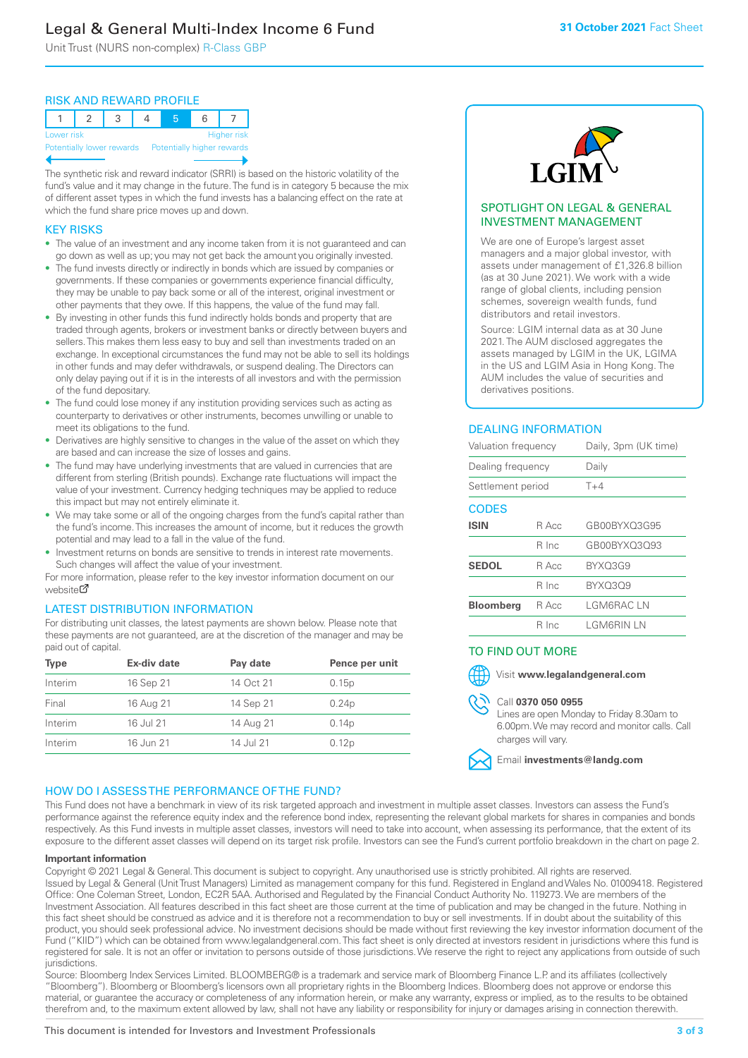# Legal & General Multi-Index Income 6 Fund

Unit Trust (NURS non-complex) R-Class GBP

**31 October 2021** Fact Sheet

## RISK AND REWARD PROFILE

| 1 | 2 | 3 | 4 | 5 | 6 | 7 |
|---|---|---|---|---|---|---|

Lower risk — Higher risk

Potentially lower rewards — Potentially higher rewards

The synthetic risk and reward indicator (SRRI) is based on the historic volatility of the fund's value and it may change in the future. The fund is in category 5 because the mix of different asset types in which the fund invests has a balancing effect on the rate at which the fund share price moves up and down.

## KEY RISKS

- The value of an investment and any income taken from it is not guaranteed and can go down as well as up; you may not get back the amount you originally invested.
- The fund invests directly or indirectly in bonds which are issued by companies or governments. If these companies or governments experience financial difficulty, they may be unable to pay back some or all of the interest, original investment or other payments that they owe. If this happens, the value of the fund may fall.
- By investing in other funds this fund indirectly holds bonds and property that are traded through agents, brokers or investment banks or directly between buyers and sellers. This makes them less easy to buy and sell than investments traded on an exchange. In exceptional circumstances the fund may not be able to sell its holdings in other funds and may defer withdrawals, or suspend dealing. The Directors can only delay paying out if it is in the interests of all investors and with the permission of the fund depositary.
- The fund could lose money if any institution providing services such as acting as counterparty to derivatives or other instruments, becomes unwilling or unable to meet its obligations to the fund.
- Derivatives are highly sensitive to changes in the value of the asset on which they are based and can increase the size of losses and gains.
- The fund may have underlying investments that are valued in currencies that are different from sterling (British pounds). Exchange rate fluctuations will impact the value of your investment. Currency hedging techniques may be applied to reduce this impact but may not entirely eliminate it.
- We may take some or all of the ongoing charges from the fund's capital rather than the fund's income. This increases the amount of income, but it reduces the growth potential and may lead to a fall in the value of the fund.
- Investment returns on bonds are sensitive to trends in interest rate movements. Such changes will affect the value of your investment.

For more information, please refer to the key investor information document on our website

## LATEST DISTRIBUTION INFORMATION

For distributing unit classes, the latest payments are shown below. Please note that these payments are not guaranteed, are at the discretion of the manager and may be paid out of capital.

| Type | Ex-div date | Pay date | Pence per unit |
|---|---|---|---|
| Interim | 16 Sep 21 | 14 Oct 21 | 0.15p |
| Final | 16 Aug 21 | 14 Sep 21 | 0.24p |
| Interim | 16 Jul 21 | 14 Aug 21 | 0.14p |
| Interim | 16 Jun 21 | 14 Jul 21 | 0.12p |

## SPOTLIGHT ON LEGAL & GENERAL INVESTMENT MANAGEMENT

We are one of Europe's largest asset managers and a major global investor, with assets under management of £1,326.8 billion (as at 30 June 2021). We work with a wide range of global clients, including pension schemes, sovereign wealth funds, fund distributors and retail investors.

Source: LGIM internal data as at 30 June 2021. The AUM disclosed aggregates the assets managed by LGIM in the UK, LGIMA in the US and LGIM Asia in Hong Kong. The AUM includes the value of securities and derivatives positions.

## DEALING INFORMATION

| | |
|---|---|
| Valuation frequency | Daily, 3pm (UK time) |
| Dealing frequency | Daily |
| Settlement period | T+4 |

## CODES

| | | |
|---|---|---|
| **ISIN** | R Acc | GB00BYXQ3G95 |
| | R Inc | GB00BYXQ3Q93 |
| **SEDOL** | R Acc | BYXQ3G9 |
| | R Inc | BYXQ3Q9 |
| **Bloomberg** | R Acc | LGM6RAC LN |
| | R Inc | LGM6RIN LN |

## TO FIND OUT MORE

Visit **www.legalandgeneral.com**

Call **0370 050 0955**
Lines are open Monday to Friday 8.30am to 6.00pm. We may record and monitor calls. Call charges will vary.

Email **investments@landg.com**

## HOW DO I ASSESS THE PERFORMANCE OF THE FUND?

This Fund does not have a benchmark in view of its risk targeted approach and investment in multiple asset classes. Investors can assess the Fund's performance against the reference equity index and the reference bond index, representing the relevant global markets for shares in companies and bonds respectively. As this Fund invests in multiple asset classes, investors will need to take into account, when assessing its performance, that the extent of its exposure to the different asset classes will depend on its target risk profile. Investors can see the Fund's current portfolio breakdown in the chart on page 2.

**Important information**

Copyright © 2021 Legal & General. This document is subject to copyright. Any unauthorised use is strictly prohibited. All rights are reserved.

Issued by Legal & General (Unit Trust Managers) Limited as management company for this fund. Registered in England and Wales No. 01009418. Registered Office: One Coleman Street, London, EC2R 5AA. Authorised and Regulated by the Financial Conduct Authority No. 119273. We are members of the Investment Association. All features described in this fact sheet are those current at the time of publication and may be changed in the future. Nothing in this fact sheet should be construed as advice and it is therefore not a recommendation to buy or sell investments. If in doubt about the suitability of this product, you should seek professional advice. No investment decisions should be made without first reviewing the key investor information document of the Fund ("KIID") which can be obtained from www.legalandgeneral.com. This fact sheet is only directed at investors resident in jurisdictions where this fund is registered for sale. It is not an offer or invitation to persons outside of those jurisdictions. We reserve the right to reject any applications from outside of such jurisdictions.

Source: Bloomberg Index Services Limited. BLOOMBERG® is a trademark and service mark of Bloomberg Finance L.P. and its affiliates (collectively "Bloomberg"). Bloomberg or Bloomberg's licensors own all proprietary rights in the Bloomberg Indices. Bloomberg does not approve or endorse this material, or guarantee the accuracy or completeness of any information herein, or make any warranty, express or implied, as to the results to be obtained therefrom and, to the maximum extent allowed by law, shall not have any liability or responsibility for injury or damages arising in connection therewith.

This document is intended for Investors and Investment Professionals